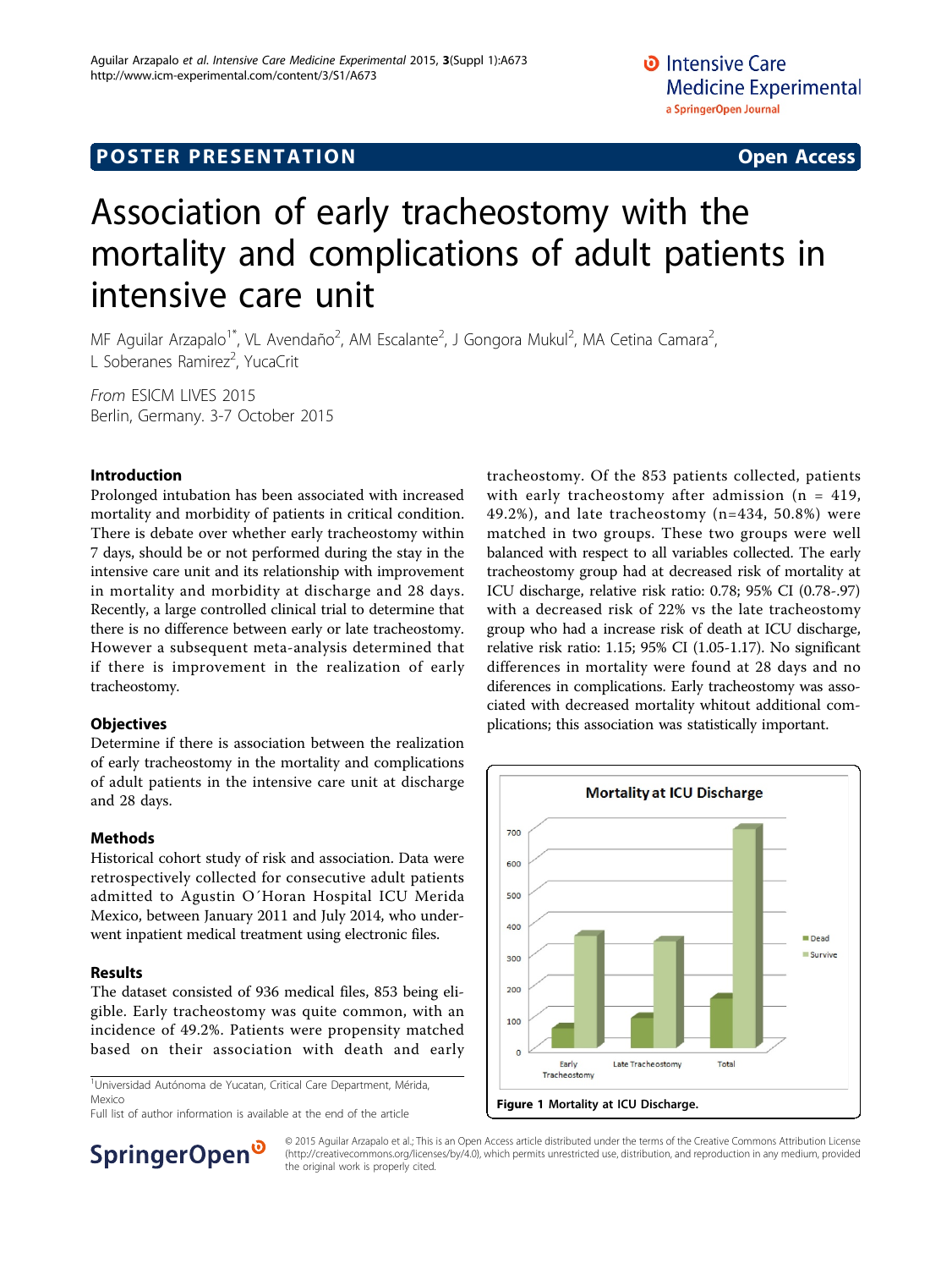POSTER PRESENTATION Open Access

# Association of early tracheostomy with the mortality and complications of adult patients in intensive care unit

MF Aguilar Arzapalo[1*], VL Avendaño[2], AM Escalante[2], J Gongora Mukul[2], MA Cetina Camara[2], L Soberanes Ramirez[2], YucaCrit

*From* ESICM LIVES 2015
Berlin, Germany. 3-7 October 2015

## Introduction

Prolonged intubation has been associated with increased mortality and morbidity of patients in critical condition. There is debate over whether early tracheostomy within 7 days, should be or not performed during the stay in the intensive care unit and its relationship with improvement in mortality and morbidity at discharge and 28 days. Recently, a large controlled clinical trial to determine that there is no difference between early or late tracheostomy. However a subsequent meta-analysis determined that if there is improvement in the realization of early tracheostomy.

## Objectives

Determine if there is association between the realization of early tracheostomy in the mortality and complications of adult patients in the intensive care unit at discharge and 28 days.

## Methods

Historical cohort study of risk and association. Data were retrospectively collected for consecutive adult patients admitted to Agustin O´Horan Hospital ICU Merida Mexico, between January 2011 and July 2014, who underwent inpatient medical treatment using electronic files.

## Results

The dataset consisted of 936 medical files, 853 being eligible. Early tracheostomy was quite common, with an incidence of 49.2%. Patients were propensity matched based on their association with death and early tracheostomy. Of the 853 patients collected, patients with early tracheostomy after admission (n = 419, 49.2%), and late tracheostomy (n=434, 50.8%) were matched in two groups. These two groups were well balanced with respect to all variables collected. The early tracheostomy group had at decreased risk of mortality at ICU discharge, relative risk ratio: 0.78; 95% CI (0.78-.97) with a decreased risk of 22% vs the late tracheostomy group who had a increase risk of death at ICU discharge, relative risk ratio: 1.15; 95% CI (1.05-1.17). No significant differences in mortality were found at 28 days and no diferences in complications. Early tracheostomy was associated with decreased mortality whitout additional complications; this association was statistically important.

**Figure 1** Mortality at ICU Discharge.

[1]Universidad Autónoma de Yucatan, Critical Care Department, Mérida, Mexico
Full list of author information is available at the end of the article

© 2015 Aguilar Arzapalo et al.; This is an Open Access article distributed under the terms of the Creative Commons Attribution License (http://creativecommons.org/licenses/by/4.0), which permits unrestricted use, distribution, and reproduction in any medium, provided the original work is properly cited.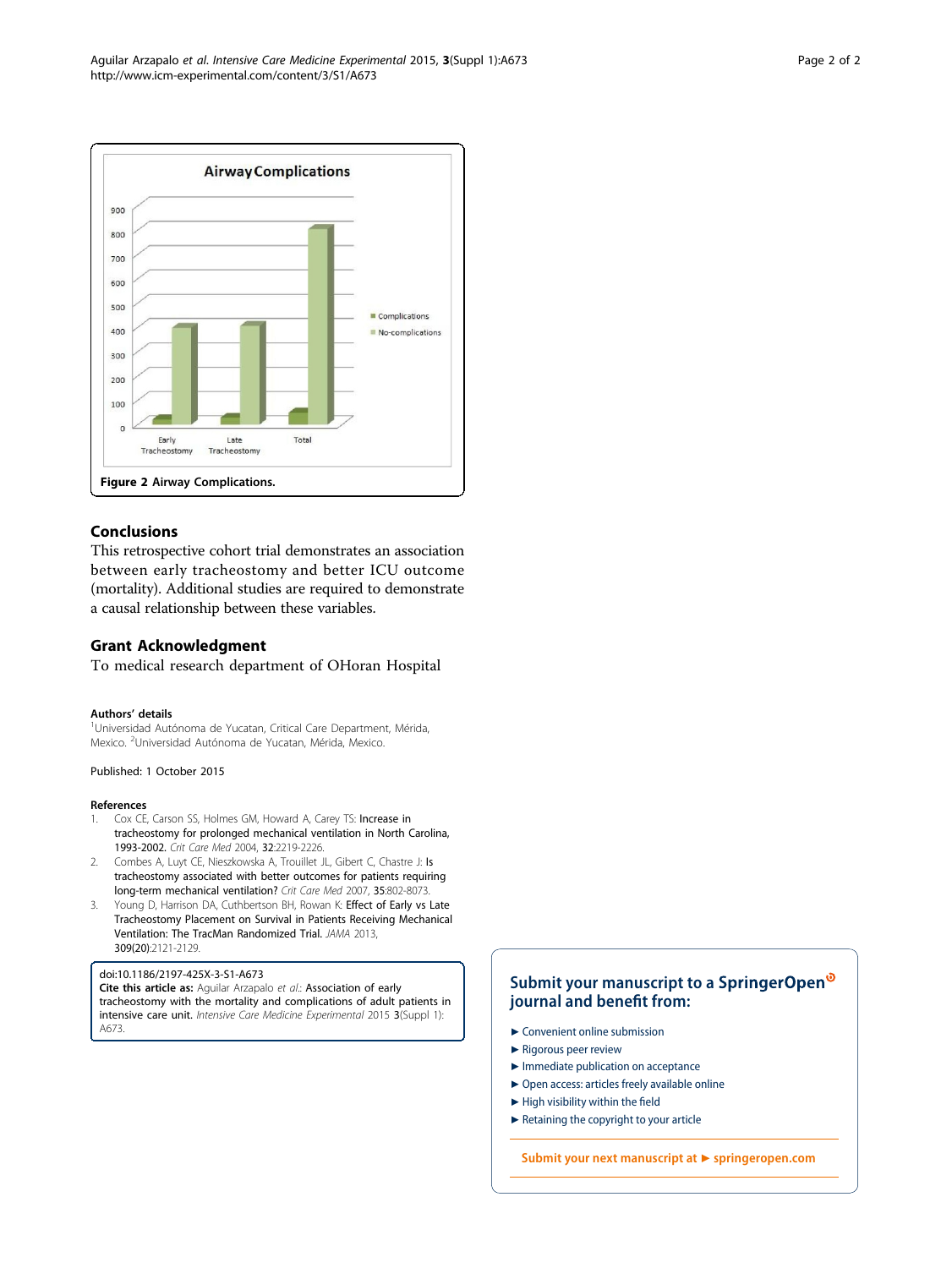Airway Complications

900
800
700
600
500
400
300
200
100
0

Early Tracheostomy
Late Tracheostomy
Total

Complications
No-complications

**Figure 2** Airway Complications.

## Conclusions

This retrospective cohort trial demonstrates an association between early tracheostomy and better ICU outcome (mortality). Additional studies are required to demonstrate a causal relationship between these variables.

## Grant Acknowledgment

To medical research department of OHoran Hospital

### Authors' details

[1]Universidad Autónoma de Yucatan, Critical Care Department, Mérida, Mexico. [2]Universidad Autónoma de Yucatan, Mérida, Mexico.

Published: 1 October 2015

### References

1. Cox CE, Carson SS, Holmes GM, Howard A, Carey TS: **Increase in tracheostomy for prolonged mechanical ventilation in North Carolina, 1993-2002.** *Crit Care Med* 2004, **32**:2219-2226.
2. Combes A, Luyt CE, Nieszkowska A, Trouillet JL, Gibert C, Chastre J: **Is tracheostomy associated with better outcomes for patients requiring long-term mechanical ventilation?** *Crit Care Med* 2007, **35**:802-8073.
3. Young D, Harrison DA, Cuthbertson BH, Rowan K: **Effect of Early vs Late Tracheostomy Placement on Survival in Patients Receiving Mechanical Ventilation: The TracMan Randomized Trial.** *JAMA* 2013, **309(20)**:2121-2129.

doi:10.1186/2197-425X-3-S1-A673
**Cite this article as:** Aguilar Arzapalo *et al.*: Association of early tracheostomy with the mortality and complications of adult patients in intensive care unit. *Intensive Care Medicine Experimental* 2015 **3**(Suppl 1): A673.

**Submit your manuscript to a SpringerOpen journal and benefit from:**

- Convenient online submission
- Rigorous peer review
- Immediate publication on acceptance
- Open access: articles freely available online
- High visibility within the field
- Retaining the copyright to your article

**Submit your next manuscript at ▶ springeropen.com**